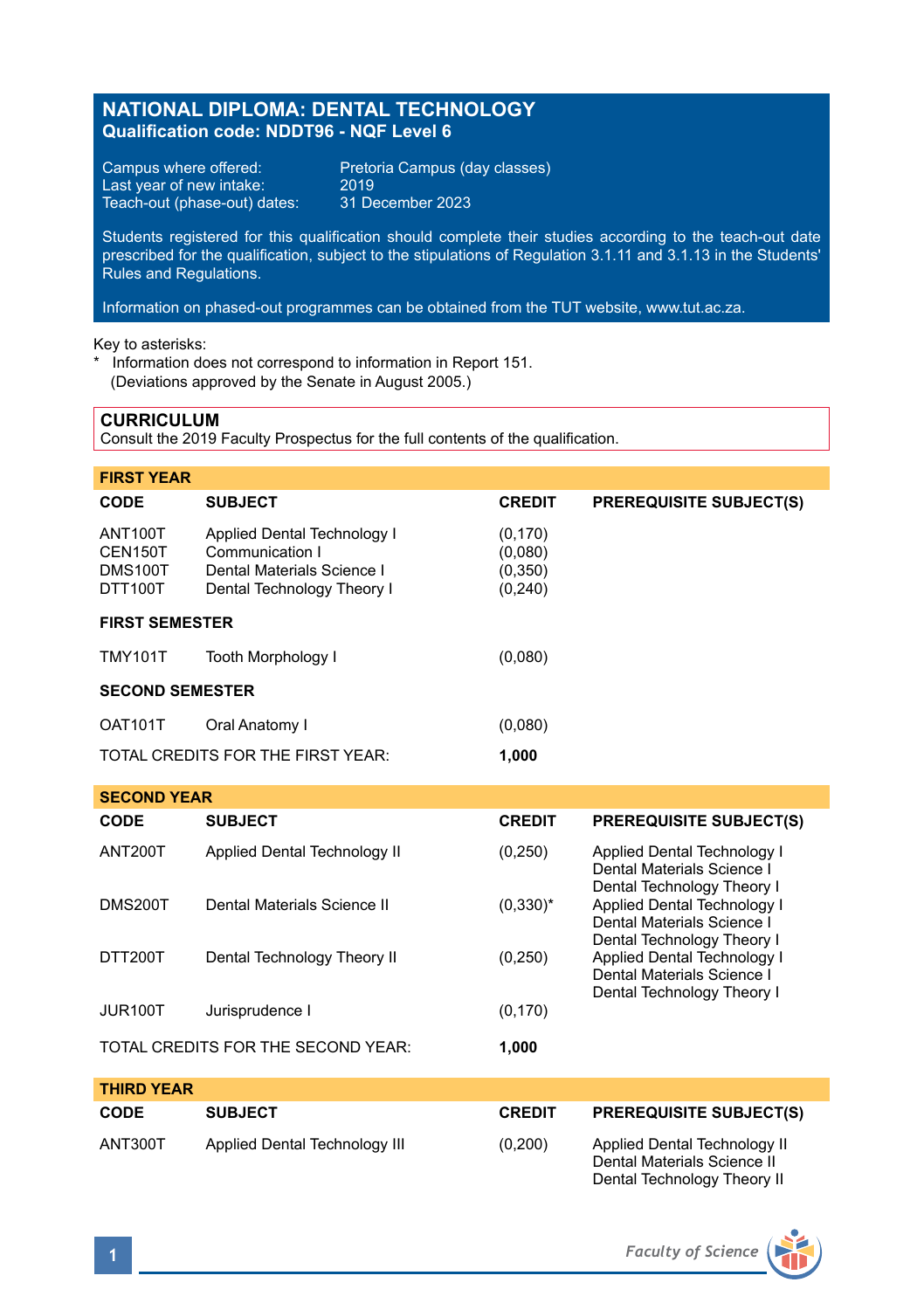# NATIONAL DIPLOMA: DENTAL TECHNOLOGY

**Qualification code: NDDT96 - NQF Level 6**

Campus where offered: Pretoria Campus (day classes)
Last year of new intake: 2019
Teach-out (phase-out) dates: 31 December 2023

Students registered for this qualification should complete their studies according to the teach-out date prescribed for the qualification, subject to the stipulations of Regulation 3.1.11 and 3.1.13 in the Students' Rules and Regulations.

Information on phased-out programmes can be obtained from the TUT website, www.tut.ac.za.

Key to asterisks:
* Information does not correspond to information in Report 151.
  (Deviations approved by the Senate in August 2005.)

## CURRICULUM

Consult the 2019 Faculty Prospectus for the full contents of the qualification.

### FIRST YEAR

| CODE | SUBJECT | CREDIT | PREREQUISITE SUBJECT(S) |
|---|---|---|---|
| ANT100T | Applied Dental Technology I | (0,170) | |
| CEN150T | Communication I | (0,080) | |
| DMS100T | Dental Materials Science I | (0,350) | |
| DTT100T | Dental Technology Theory I | (0,240) | |
| **FIRST SEMESTER** | | | |
| TMY101T | Tooth Morphology I | (0,080) | |
| **SECOND SEMESTER** | | | |
| OAT101T | Oral Anatomy I | (0,080) | |
| TOTAL CREDITS FOR THE FIRST YEAR: | | **1,000** | |

### SECOND YEAR

| CODE | SUBJECT | CREDIT | PREREQUISITE SUBJECT(S) |
|---|---|---|---|
| ANT200T | Applied Dental Technology II | (0,250) | Applied Dental Technology I<br>Dental Materials Science I<br>Dental Technology Theory I |
| DMS200T | Dental Materials Science II | (0,330)* | Applied Dental Technology I<br>Dental Materials Science I<br>Dental Technology Theory I |
| DTT200T | Dental Technology Theory II | (0,250) | Applied Dental Technology I<br>Dental Materials Science I<br>Dental Technology Theory I |
| JUR100T | Jurisprudence I | (0,170) | |
| TOTAL CREDITS FOR THE SECOND YEAR: | | **1,000** | |

### THIRD YEAR

| CODE | SUBJECT | CREDIT | PREREQUISITE SUBJECT(S) |
|---|---|---|---|
| ANT300T | Applied Dental Technology III | (0,200) | Applied Dental Technology II<br>Dental Materials Science II<br>Dental Technology Theory II |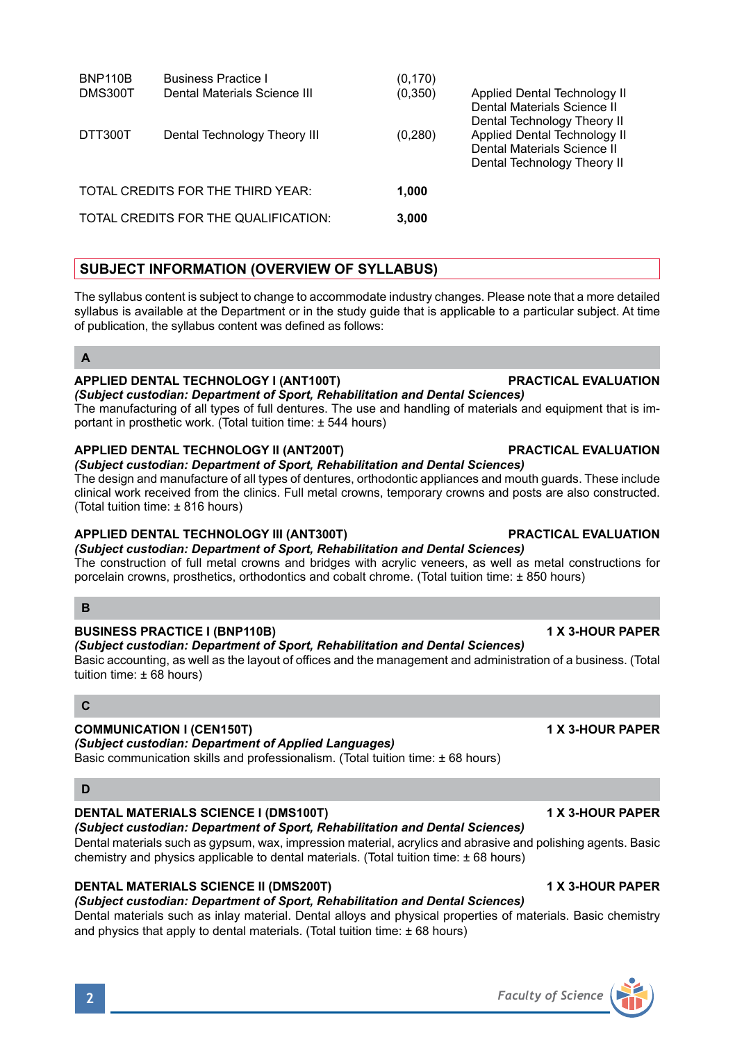| | | | |
|---|---|---|---|
| BNP110B | Business Practice I | (0,170) | |
| DMS300T | Dental Materials Science III | (0,350) | Applied Dental Technology II<br>Dental Materials Science II<br>Dental Technology Theory II |
| DTT300T | Dental Technology Theory III | (0,280) | Applied Dental Technology II<br>Dental Materials Science II<br>Dental Technology Theory II |

TOTAL CREDITS FOR THE THIRD YEAR: **1,000**

TOTAL CREDITS FOR THE QUALIFICATION: **3,000**

## SUBJECT INFORMATION (OVERVIEW OF SYLLABUS)

The syllabus content is subject to change to accommodate industry changes. Please note that a more detailed syllabus is available at the Department or in the study guide that is applicable to a particular subject. At time of publication, the syllabus content was defined as follows:

### A

**APPLIED DENTAL TECHNOLOGY I (ANT100T)** — **PRACTICAL EVALUATION**
***(Subject custodian: Department of Sport, Rehabilitation and Dental Sciences)***
The manufacturing of all types of full dentures. The use and handling of materials and equipment that is important in prosthetic work. (Total tuition time: ± 544 hours)

**APPLIED DENTAL TECHNOLOGY II (ANT200T)** — **PRACTICAL EVALUATION**
***(Subject custodian: Department of Sport, Rehabilitation and Dental Sciences)***
The design and manufacture of all types of dentures, orthodontic appliances and mouth guards. These include clinical work received from the clinics. Full metal crowns, temporary crowns and posts are also constructed. (Total tuition time: ± 816 hours)

**APPLIED DENTAL TECHNOLOGY III (ANT300T)** — **PRACTICAL EVALUATION**
***(Subject custodian: Department of Sport, Rehabilitation and Dental Sciences)***
The construction of full metal crowns and bridges with acrylic veneers, as well as metal constructions for porcelain crowns, prosthetics, orthodontics and cobalt chrome. (Total tuition time: ± 850 hours)

### B

**BUSINESS PRACTICE I (BNP110B)** — **1 X 3-HOUR PAPER**
***(Subject custodian: Department of Sport, Rehabilitation and Dental Sciences)***
Basic accounting, as well as the layout of offices and the management and administration of a business. (Total tuition time: ± 68 hours)

### C

**COMMUNICATION I (CEN150T)** — **1 X 3-HOUR PAPER**
***(Subject custodian: Department of Applied Languages)***
Basic communication skills and professionalism. (Total tuition time: ± 68 hours)

### D

**DENTAL MATERIALS SCIENCE I (DMS100T)** — **1 X 3-HOUR PAPER**
***(Subject custodian: Department of Sport, Rehabilitation and Dental Sciences)***
Dental materials such as gypsum, wax, impression material, acrylics and abrasive and polishing agents. Basic chemistry and physics applicable to dental materials. (Total tuition time: ± 68 hours)

**DENTAL MATERIALS SCIENCE II (DMS200T)** — **1 X 3-HOUR PAPER**
***(Subject custodian: Department of Sport, Rehabilitation and Dental Sciences)***
Dental materials such as inlay material. Dental alloys and physical properties of materials. Basic chemistry and physics that apply to dental materials. (Total tuition time: ± 68 hours)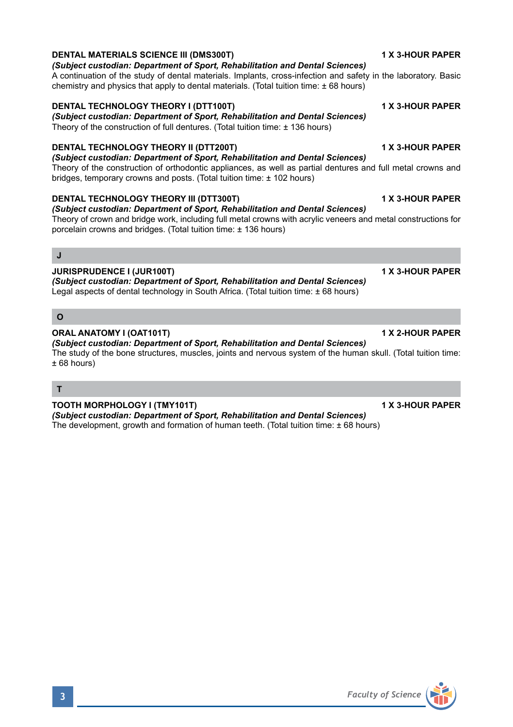**DENTAL MATERIALS SCIENCE III (DMS300T)** **1 X 3-HOUR PAPER**

***(Subject custodian: Department of Sport, Rehabilitation and Dental Sciences)***

A continuation of the study of dental materials. Implants, cross-infection and safety in the laboratory. Basic chemistry and physics that apply to dental materials. (Total tuition time: ± 68 hours)

**DENTAL TECHNOLOGY THEORY I (DTT100T)** **1 X 3-HOUR PAPER**

***(Subject custodian: Department of Sport, Rehabilitation and Dental Sciences)***

Theory of the construction of full dentures. (Total tuition time: ± 136 hours)

**DENTAL TECHNOLOGY THEORY II (DTT200T)** **1 X 3-HOUR PAPER**

***(Subject custodian: Department of Sport, Rehabilitation and Dental Sciences)***

Theory of the construction of orthodontic appliances, as well as partial dentures and full metal crowns and bridges, temporary crowns and posts. (Total tuition time: ± 102 hours)

**DENTAL TECHNOLOGY THEORY III (DTT300T)** **1 X 3-HOUR PAPER**

***(Subject custodian: Department of Sport, Rehabilitation and Dental Sciences)***

Theory of crown and bridge work, including full metal crowns with acrylic veneers and metal constructions for porcelain crowns and bridges. (Total tuition time: ± 136 hours)

## J

**JURISPRUDENCE I (JUR100T)** **1 X 3-HOUR PAPER**

***(Subject custodian: Department of Sport, Rehabilitation and Dental Sciences)***

Legal aspects of dental technology in South Africa. (Total tuition time: ± 68 hours)

## O

**ORAL ANATOMY I (OAT101T)** **1 X 2-HOUR PAPER**

***(Subject custodian: Department of Sport, Rehabilitation and Dental Sciences)***

The study of the bone structures, muscles, joints and nervous system of the human skull. (Total tuition time: ± 68 hours)

## T

**TOOTH MORPHOLOGY I (TMY101T)** **1 X 3-HOUR PAPER**

***(Subject custodian: Department of Sport, Rehabilitation and Dental Sciences)***

The development, growth and formation of human teeth. (Total tuition time: ± 68 hours)